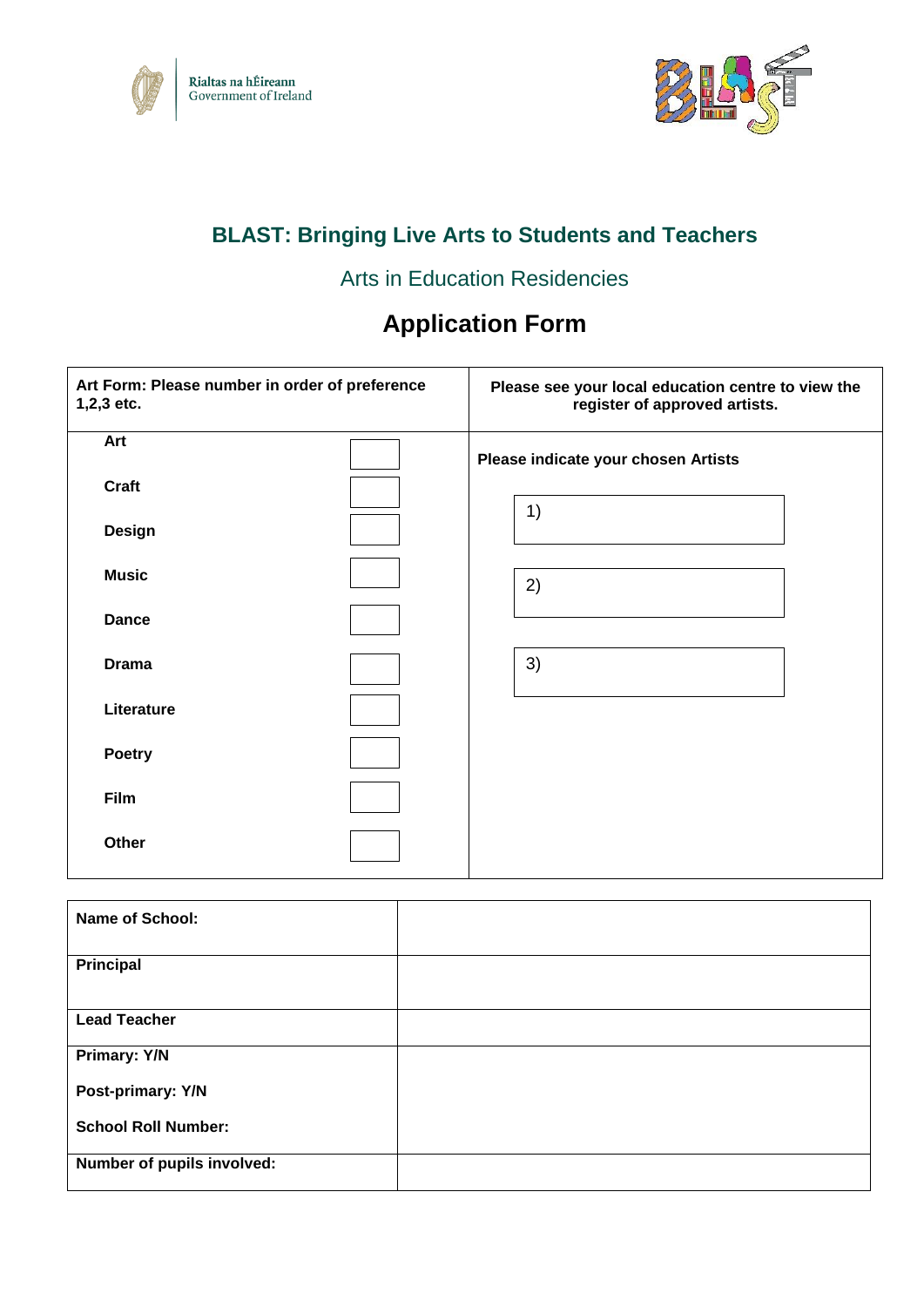Rialtas na hÉireann
Government of Ireland

# BLAST: Bringing Live Arts to Students and Teachers

## Arts in Education Residencies

# Application Form

| **Art Form: Please number in order of preference 1,2,3 etc.** | | **Please see your local education centre to view the register of approved artists.** |
|---|---|---|
| **Art** | | **Please indicate your chosen Artists** |
| **Craft** | | 1) |
| **Design** | | |
| **Music** | | 2) |
| **Dance** | | |
| **Drama** | | 3) |
| **Literature** | | |
| **Poetry** | | |
| **Film** | | |
| **Other** | | |

| **Name of School:** | |
|---|---|
| **Principal** | |
| **Lead Teacher** | |
| **Primary: Y/N**<br><br>**Post-primary: Y/N**<br><br>**School Roll Number:** | |
| **Number of pupils involved:** | |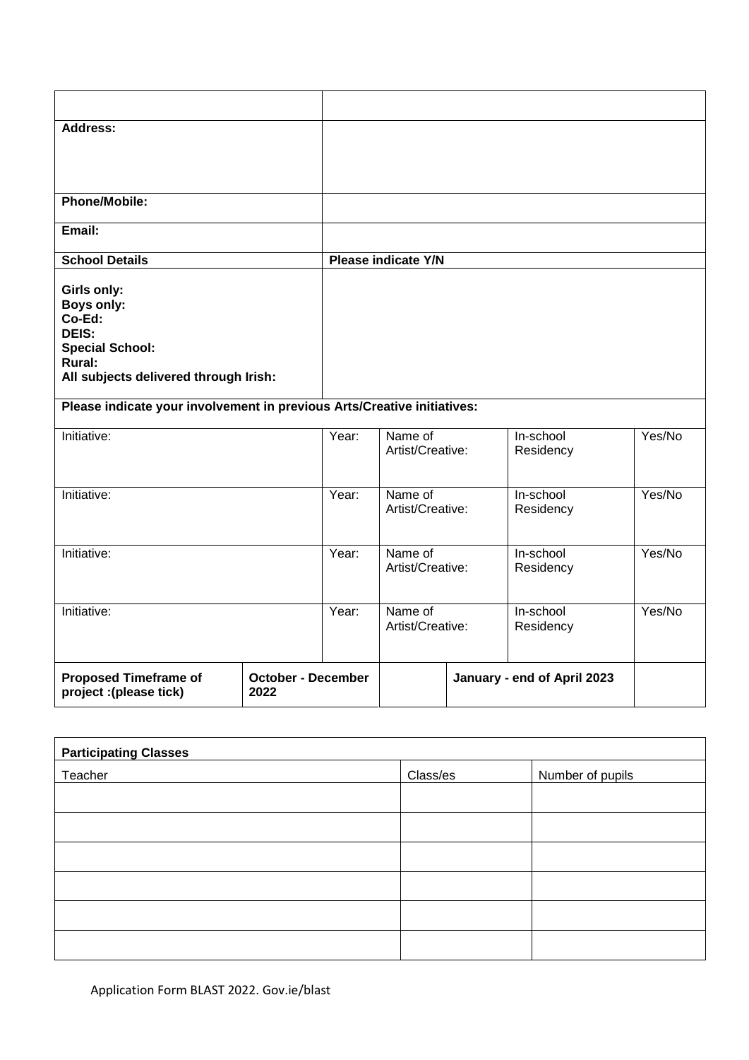| | |
|---|---|
| | |
| **Address:** | |
| **Phone/Mobile:** | |
| **Email:** | |
| **School Details** | **Please indicate Y/N** |
| **Girls only:**<br>**Boys only:**<br>**Co-Ed:**<br>**DEIS:**<br>**Special School:**<br>**Rural:**<br>**All subjects delivered through Irish:** | |

**Please indicate your involvement in previous Arts/Creative initiatives:**

| Initiative: | Year: | Name of Artist/Creative: | In-school Residency | Yes/No |
|---|---|---|---|---|
| Initiative: | Year: | Name of Artist/Creative: | In-school Residency | Yes/No |
| Initiative: | Year: | Name of Artist/Creative: | In-school Residency | Yes/No |
| Initiative: | Year: | Name of Artist/Creative: | In-school Residency | Yes/No |

| **Proposed Timeframe of project :(please tick)** | **October - December 2022** | | **January - end of April 2023** | |
|---|---|---|---|---|

| **Participating Classes** | | |
|---|---|---|
| Teacher | Class/es | Number of pupils |
| | | |
| | | |
| | | |
| | | |
| | | |
| | | |

Application Form BLAST 2022. Gov.ie/blast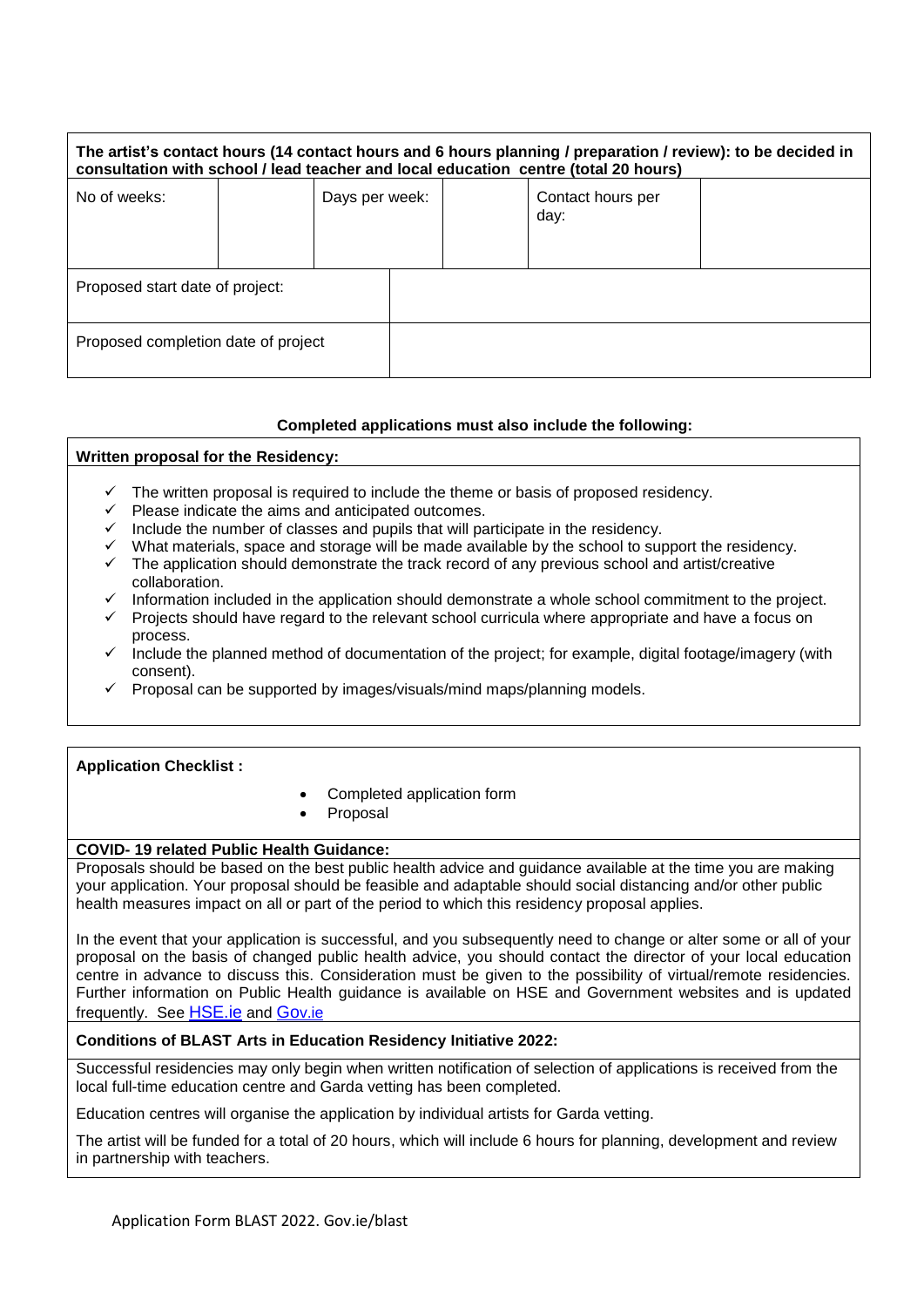| The artist's contact hours (14 contact hours and 6 hours planning / preparation / review): to be decided in consultation with school / lead teacher and local education centre (total 20 hours) | | | | | |
|---|---|---|---|---|---|
| No of weeks: | | Days per week: | | Contact hours per day: | |
| Proposed start date of project: | | | | | |
| Proposed completion date of project | | | | | |

**Completed applications must also include the following:**

**Written proposal for the Residency:**

- ✓ The written proposal is required to include the theme or basis of proposed residency.
- ✓ Please indicate the aims and anticipated outcomes.
- ✓ Include the number of classes and pupils that will participate in the residency.
- ✓ What materials, space and storage will be made available by the school to support the residency.
- ✓ The application should demonstrate the track record of any previous school and artist/creative collaboration.
- ✓ Information included in the application should demonstrate a whole school commitment to the project.
- ✓ Projects should have regard to the relevant school curricula where appropriate and have a focus on process.
- ✓ Include the planned method of documentation of the project; for example, digital footage/imagery (with consent).
- ✓ Proposal can be supported by images/visuals/mind maps/planning models.

**Application Checklist :**

- Completed application form
- Proposal

**COVID- 19 related Public Health Guidance:**

Proposals should be based on the best public health advice and guidance available at the time you are making your application. Your proposal should be feasible and adaptable should social distancing and/or other public health measures impact on all or part of the period to which this residency proposal applies.

In the event that your application is successful, and you subsequently need to change or alter some or all of your proposal on the basis of changed public health advice, you should contact the director of your local education centre in advance to discuss this. Consideration must be given to the possibility of virtual/remote residencies. Further information on Public Health guidance is available on HSE and Government websites and is updated frequently. See HSE.ie and Gov.ie

**Conditions of BLAST Arts in Education Residency Initiative 2022:**

Successful residencies may only begin when written notification of selection of applications is received from the local full-time education centre and Garda vetting has been completed.

Education centres will organise the application by individual artists for Garda vetting.

The artist will be funded for a total of 20 hours, which will include 6 hours for planning, development and review in partnership with teachers.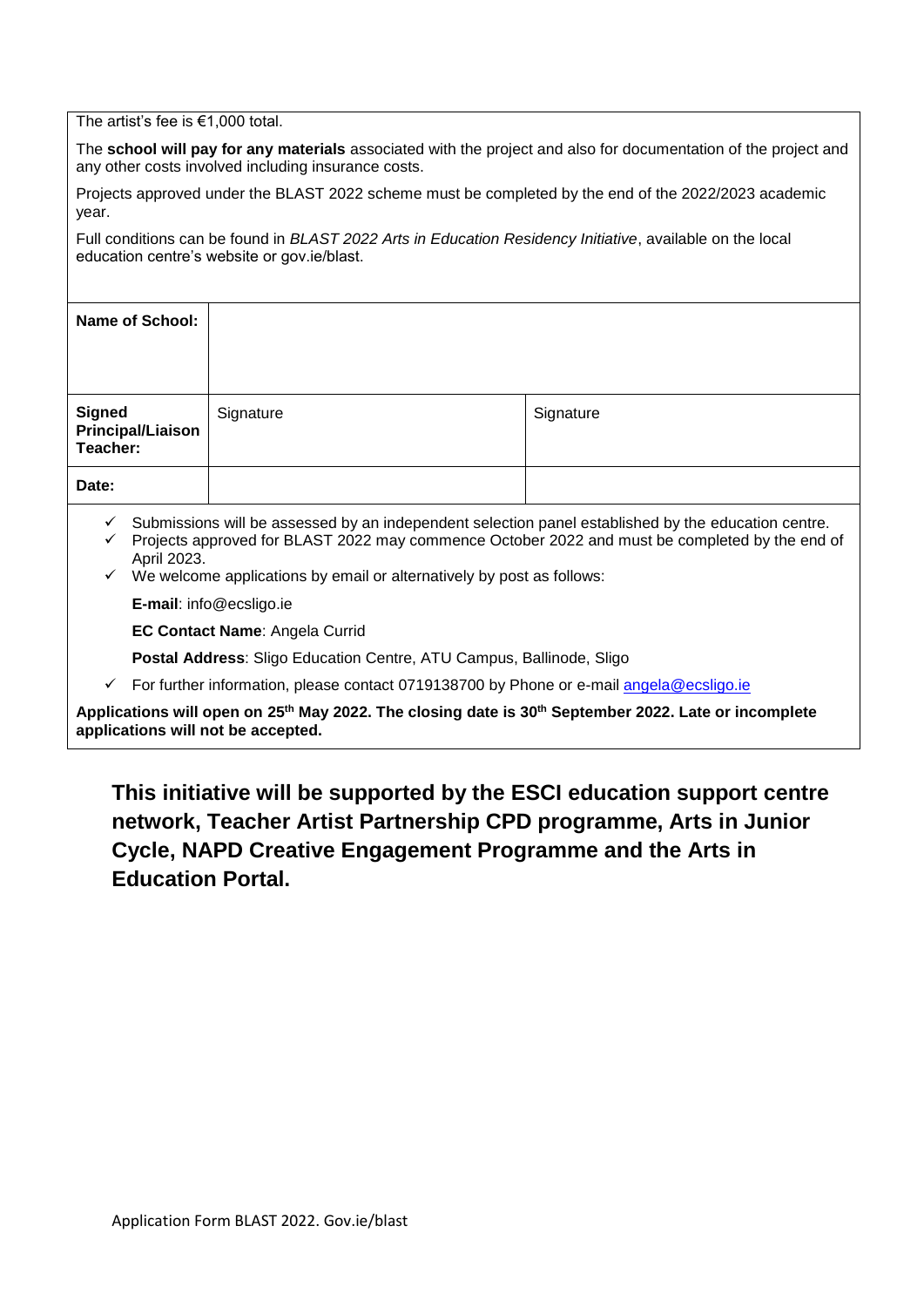The artist's fee is €1,000 total.

The **school will pay for any materials** associated with the project and also for documentation of the project and any other costs involved including insurance costs.

Projects approved under the BLAST 2022 scheme must be completed by the end of the 2022/2023 academic year.

Full conditions can be found in *BLAST 2022 Arts in Education Residency Initiative*, available on the local education centre's website or gov.ie/blast.

| | | |
|---|---|---|
| **Name of School:** | | |
| **Signed Principal/Liaison Teacher:** | Signature | Signature |
| **Date:** | | |

- ✓ Submissions will be assessed by an independent selection panel established by the education centre.
- ✓ Projects approved for BLAST 2022 may commence October 2022 and must be completed by the end of April 2023.
- ✓ We welcome applications by email or alternatively by post as follows:

  **E-mail**: info@ecsligo.ie

  **EC Contact Name**: Angela Currid

  **Postal Address**: Sligo Education Centre, ATU Campus, Ballinode, Sligo

- ✓ For further information, please contact 0719138700 by Phone or e-mail angela@ecsligo.ie

**Applications will open on 25th May 2022. The closing date is 30th September 2022. Late or incomplete applications will not be accepted.**

**This initiative will be supported by the ESCI education support centre network, Teacher Artist Partnership CPD programme, Arts in Junior Cycle, NAPD Creative Engagement Programme and the Arts in Education Portal.**